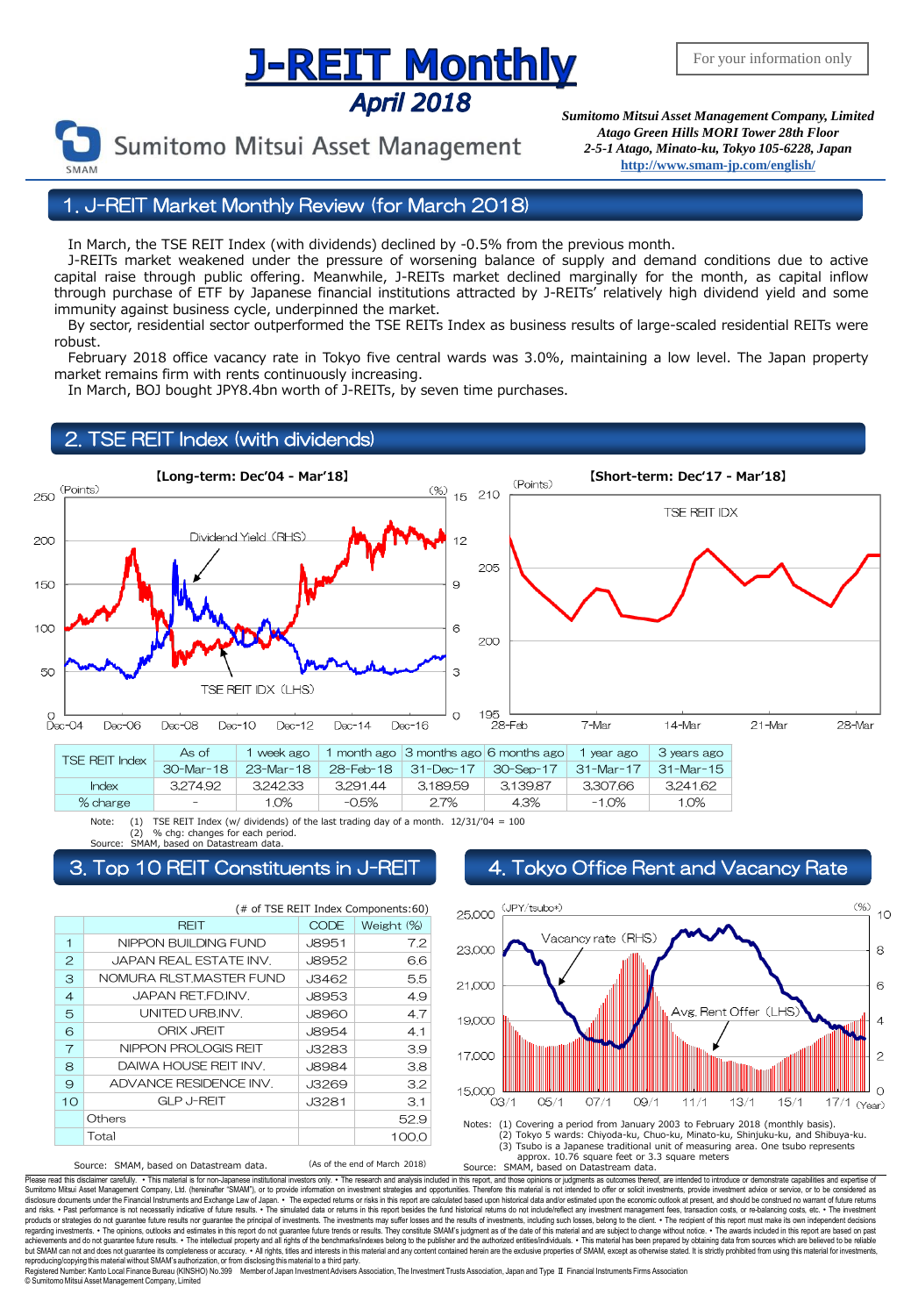# J-REIT Monthly

## April 2018

For your information only

Sumitomo Mitsui Asset Management

*Sumitomo Mitsui Asset Management Company, Limited*
*Atago Green Hills MORI Tower 28th Floor*
*2-5-1 Atago, Minato-ku, Tokyo 105-6228, Japan*
http://www.smam-jp.com/english/

## 1. J-REIT Market Monthly Review (for March 2018)

In March, the TSE REIT Index (with dividends) declined by -0.5% from the previous month.

J-REITs market weakened under the pressure of worsening balance of supply and demand conditions due to active capital raise through public offering. Meanwhile, J-REITs market declined marginally for the month, as capital inflow through purchase of ETF by Japanese financial institutions attracted by J-REITs' relatively high dividend yield and some immunity against business cycle, underpinned the market.

By sector, residential sector outperformed the TSE REITs Index as business results of large-scaled residential REITs were robust.

February 2018 office vacancy rate in Tokyo five central wards was 3.0%, maintaining a low level. The Japan property market remains firm with rents continuously increasing.

In March, BOJ bought JPY8.4bn worth of J-REITs, by seven time purchases.

## 2. TSE REIT Index (with dividends)

【Long-term: Dec'04 - Mar'18】

【Short-term: Dec'17 - Mar'18】

| TSE REIT Index | As of | 1 week ago | 1 month ago | 3 months ago | 6 months ago | 1 year ago | 3 years ago |
|---|---|---|---|---|---|---|---|
| | 30-Mar-18 | 23-Mar-18 | 28-Feb-18 | 31-Dec-17 | 30-Sep-17 | 31-Mar-17 | 31-Mar-15 |
| Index | 3,274.92 | 3,242.33 | 3,291.44 | 3,189.59 | 3,139.87 | 3,307.66 | 3,241.62 |
| % charge | – | 1.0% | -0.5% | 2.7% | 4.3% | -1.0% | 1.0% |

Note: (1) TSE REIT Index (w/ dividends) of the last trading day of a month. 12/31/'04 = 100
(2) % chg: changes for each period.
Source: SMAM, based on Datastream data.

## 3. Top 10 REIT Constituents in J-REIT

(# of TSE REIT Index Components:60)

| | REIT | CODE | Weight (%) |
|---|---|---|---|
| 1 | NIPPON BUILDING FUND | J8951 | 7.2 |
| 2 | JAPAN REAL ESTATE INV. | J8952 | 6.6 |
| 3 | NOMURA RLST.MASTER FUND | J3462 | 5.5 |
| 4 | JAPAN RET.FD.INV. | J8953 | 4.9 |
| 5 | UNITED URB.INV. | J8960 | 4.7 |
| 6 | ORIX JREIT | J8954 | 4.1 |
| 7 | NIPPON PROLOGIS REIT | J3283 | 3.9 |
| 8 | DAIWA HOUSE REIT INV. | J8984 | 3.8 |
| 9 | ADVANCE RESIDENCE INV. | J3269 | 3.2 |
| 10 | GLP J-REIT | J3281 | 3.1 |
| | Others | | 52.9 |
| | Total | | 100.0 |

Source: SMAM, based on Datastream data. (As of the end of March 2018)

## 4. Tokyo Office Rent and Vacancy Rate

Notes: (1) Covering a period from January 2003 to February 2018 (monthly basis).
(2) Tokyo 5 wards: Chiyoda-ku, Chuo-ku, Minato-ku, Shinjuku-ku, and Shibuya-ku.
(3) Tsubo is a Japanese traditional unit of measuring area. One tsubo represents approx. 10.76 square feet or 3.3 square meters
Source: SMAM, based on Datastream data.

Please read this disclaimer carefully. • This material is for non-Japanese institutional investors only. • The research and analysis included in this report, and those opinions or judgments as outcomes thereof, are intended to introduce or demonstrate capabilities and expertise of Sumitomo Mitsui Asset Management Company, Ltd. (hereinafter "SMAM"), or to provide information on investment strategies and opportunities. Therefore this material is not intended to offer or solicit investments, provide investment advice or service, or to be considered as disclosure documents under the Financial Instruments and Exchange Law of Japan. • The expected returns or risks in this report are calculated based upon historical data and/or estimated upon the economic outlook at present, and should be construed no warrant of future returns and risks. • Past performance is not necessarily indicative of future results. • The simulated data or returns in this report besides the fund historical returns do not include/reflect any investment management fees, transaction costs, or re-balancing costs, etc. • The investment products or strategies do not guarantee future results nor guarantee the principal of investments. The investments may suffer losses and the results of investments, including such losses, belong to the client. • The recipient of this report must make its own independent decisions regarding investments. • The opinions, outlooks and estimates in this report do not guarantee future trends or results. They constitute SMAM's judgment as of the date of this material and are subject to change without notice. • The awards included in this report are based on past achievements and do not guarantee future results. • The intellectual property and all rights of the benchmarks/indexes belong to the publisher and the authorized entities/individuals. • This material has been prepared by obtaining data from sources which are believed to be reliable but SMAM can not and does not guarantee its completeness or accuracy. • All rights, titles and interests in this material and any content contained herein are the exclusive properties of SMAM, except as otherwise stated. It is strictly prohibited from using this material for investments, reproducing/copying this material without SMAM's authorization, or from disclosing this material to a third party.

Registered Number: Kanto Local Finance Bureau (KINSHO) No.399 Member of Japan Investment Advisers Association, The Investment Trusts Association, Japan and Type II Financial Instruments Firms Association

© Sumitomo Mitsui Asset Management Company, Limited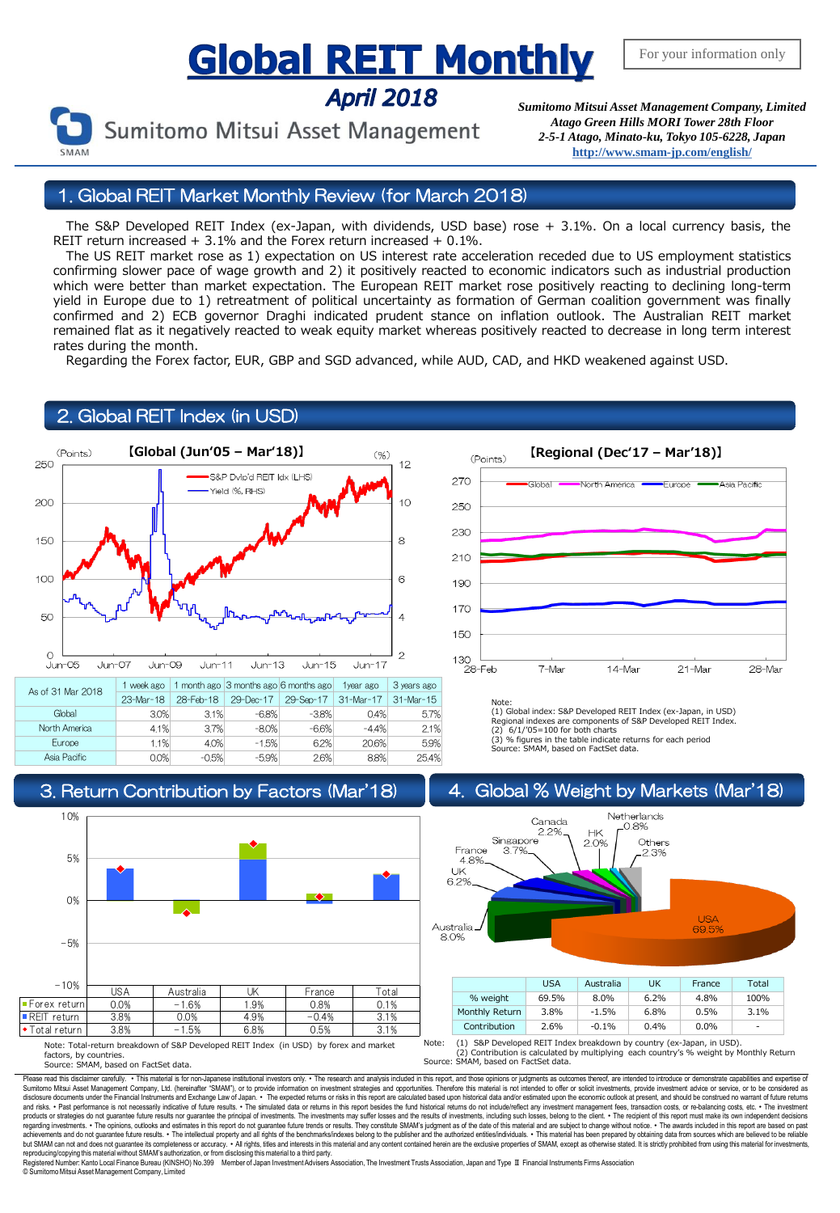# Global REIT Monthly

For your information only

## April 2018

Sumitomo Mitsui Asset Management

SMAM

*Sumitomo Mitsui Asset Management Company, Limited*
*Atago Green Hills MORI Tower 28th Floor*
*2-5-1 Atago, Minato-ku, Tokyo 105-6228, Japan*
http://www.smam-jp.com/english/

## 1. Global REIT Market Monthly Review (for March 2018)

The S&P Developed REIT Index (ex-Japan, with dividends, USD base) rose + 3.1%. On a local currency basis, the REIT return increased + 3.1% and the Forex return increased + 0.1%.

The US REIT market rose as 1) expectation on US interest rate acceleration receded due to US employment statistics confirming slower pace of wage growth and 2) it positively reacted to economic indicators such as industrial production which were better than market expectation. The European REIT market rose positively reacting to declining long-term yield in Europe due to 1) retreatment of political uncertainty as formation of German coalition government was finally confirmed and 2) ECB governor Draghi indicated prudent stance on inflation outlook. The Australian REIT market remained flat as it negatively reacted to weak equity market whereas positively reacted to decrease in long term interest rates during the month.

Regarding the Forex factor, EUR, GBP and SGD advanced, while AUD, CAD, and HKD weakened against USD.

## 2. Global REIT Index (in USD)

【Global (Jun'05 – Mar'18)】

(Points) (%)

S&P Dvlp'd REIT Idx (LHS)
Yield (%, RHS)

250 200 150 100 50 0
12 10 8 6 4 2
Jun-05 Jun-07 Jun-09 Jun-11 Jun-13 Jun-15 Jun-17

【Regional (Dec'17 – Mar'18)】

(Points)

Global North America Europe Asia Pacific

270 250 230 210 190 170 150 130
28-Feb 7-Mar 14-Mar 21-Mar 28-Mar

| As of 31 Mar 2018 | 1 week ago | 1 month ago | 3 months ago | 6 months ago | 1year ago | 3 years ago |
|---|---|---|---|---|---|---|
| | 23-Mar-18 | 28-Feb-18 | 29-Dec-17 | 29-Sep-17 | 31-Mar-17 | 31-Mar-15 |
| Global | 3.0% | 3.1% | -6.8% | -3.8% | 0.4% | 5.7% |
| North America | 4.1% | 3.7% | -8.0% | -6.6% | -4.4% | 2.1% |
| Europe | 1.1% | 4.0% | -1.5% | 6.2% | 20.6% | 5.9% |
| Asia Pacific | 0.0% | -0.5% | -5.9% | 2.6% | 8.8% | 25.4% |

Note:
(1) Global index: S&P Developed REIT Index (ex-Japan, in USD)
Regional indexes are components of S&P Developed REIT Index.
(2) 6/1/'05=100 for both charts
(3) % figures in the table indicate returns for each period
Source: SMAM, based on FactSet data.

## 3. Return Contribution by Factors (Mar'18)

10% 5% 0% −5% −10%

| | USA | Australia | UK | France | Total |
|---|---|---|---|---|---|
| Forex return | 0.0% | −1.6% | 1.9% | 0.8% | 0.1% |
| REIT return | 3.8% | 0.0% | 4.9% | −0.4% | 3.1% |
| Total return | 3.8% | −1.5% | 6.8% | 0.5% | 3.1% |

Note: Total-return breakdown of S&P Developed REIT Index (in USD) by forex and market factors, by countries.
Source: SMAM, based on FactSet data.

## 4. Global % Weight by Markets (Mar'18)

Canada 2.2%
Netherlands 0.8%
HK 2.0%
Others 2.3%
Singapore 3.7%
France 4.8%
UK 6.2%
Australia 8.0%
USA 69.5%

| | USA | Australia | UK | France | Total |
|---|---|---|---|---|---|
| % weight | 69.5% | 8.0% | 6.2% | 4.8% | 100% |
| Monthly Return | 3.8% | -1.5% | 6.8% | 0.5% | 3.1% |
| Contribution | 2.6% | -0.1% | 0.4% | 0.0% | - |

Note: (1) S&P Developed REIT Index breakdown by country (ex-Japan, in USD).
(2) Contribution is calculated by multiplying each country's % weight by Monthly Return
Source: SMAM, based on FactSet data.

Please read this disclaimer carefully. • This material is for non-Japanese institutional investors only. • The research and analysis included in this report, and those opinions or judgments as outcomes thereof, are intended to introduce or demonstrate capabilities and expertise of Sumitomo Mitsui Asset Management Company, Ltd. (hereinafter "SMAM"), or to provide information on investment strategies and opportunities. Therefore this material is not intended to offer or solicit investments, provide investment advice or service, or to be considered as disclosure documents under the Financial Instruments and Exchange Law of Japan. • The expected returns or risks in this report are calculated based upon historical data and/or estimated upon the economic outlook at present, and should be construed no warrant of future returns and risks. • Past performance is not necessarily indicative of future results. • The simulated data or returns in this report besides the fund historical returns do not include/reflect any investment management fees, transaction costs, or re-balancing costs, etc. • The investment products or strategies do not guarantee future results nor guarantee the principal of investments. The investments may suffer losses and the results of investments, including such losses, belong to the client. • The recipient of this report must make its own independent decisions regarding investments. • The opinions, outlooks and estimates in this report do not guarantee future trends or results. They constitute SMAM's judgment as of the date of this material and are subject to change without notice. • The awards included in this report are based on past achievements and do not guarantee future results. • The intellectual property and all rights of the benchmarks/indexes belong to the publisher and the authorized entities/individuals. • This material has been prepared by obtaining data from sources which are believed to be reliable but SMAM can not and does not guarantee its completeness or accuracy. • All rights, titles and interests in this material and any content contained herein are the exclusive properties of SMAM, except as otherwise stated. It is strictly prohibited from using this material for investments, reproducing/copying this material without SMAM's authorization, or from disclosing this material to a third party.
Registered Number: Kanto Local Finance Bureau (KINSHO) No.399 Member of Japan Investment Advisers Association, The Investment Trusts Association, Japan and Type Ⅱ Financial Instruments Firms Association
© Sumitomo Mitsui Asset Management Company, Limited